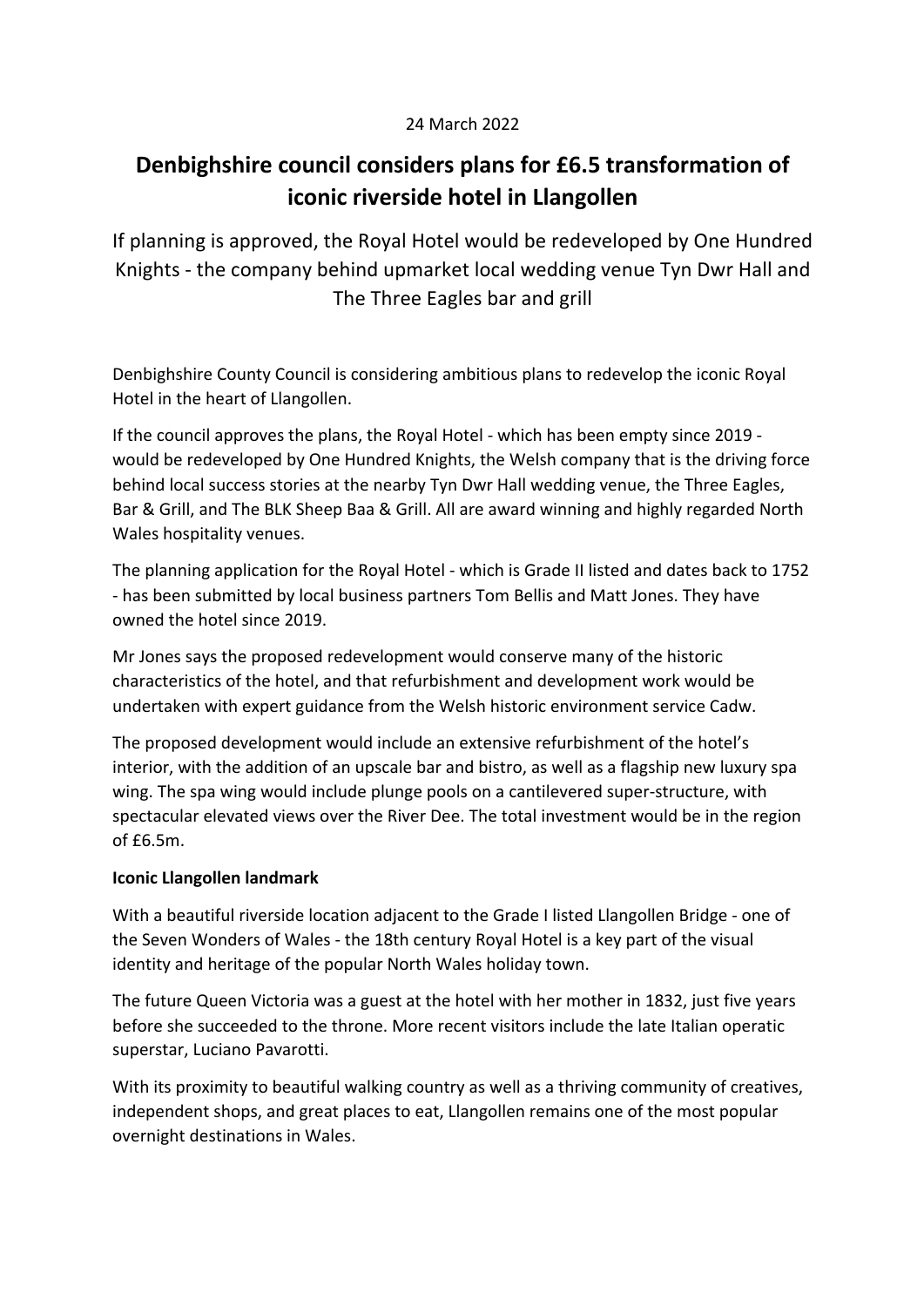24 March 2022

# Denbighshire council considers plans for £6.5 transformation of iconic riverside hotel in Llangollen

If planning is approved, the Royal Hotel would be redeveloped by One Hundred Knights - the company behind upmarket local wedding venue Tyn Dwr Hall and The Three Eagles bar and grill

Denbighshire County Council is considering ambitious plans to redevelop the iconic Royal Hotel in the heart of Llangollen.

If the council approves the plans, the Royal Hotel - which has been empty since 2019 - would be redeveloped by One Hundred Knights, the Welsh company that is the driving force behind local success stories at the nearby Tyn Dwr Hall wedding venue, the Three Eagles, Bar & Grill, and The BLK Sheep Baa & Grill. All are award winning and highly regarded North Wales hospitality venues.

The planning application for the Royal Hotel - which is Grade II listed and dates back to 1752 - has been submitted by local business partners Tom Bellis and Matt Jones. They have owned the hotel since 2019.

Mr Jones says the proposed redevelopment would conserve many of the historic characteristics of the hotel, and that refurbishment and development work would be undertaken with expert guidance from the Welsh historic environment service Cadw.

The proposed development would include an extensive refurbishment of the hotel's interior, with the addition of an upscale bar and bistro, as well as a flagship new luxury spa wing. The spa wing would include plunge pools on a cantilevered super-structure, with spectacular elevated views over the River Dee. The total investment would be in the region of £6.5m.

**Iconic Llangollen landmark**

With a beautiful riverside location adjacent to the Grade I listed Llangollen Bridge - one of the Seven Wonders of Wales - the 18th century Royal Hotel is a key part of the visual identity and heritage of the popular North Wales holiday town.

The future Queen Victoria was a guest at the hotel with her mother in 1832, just five years before she succeeded to the throne. More recent visitors include the late Italian operatic superstar, Luciano Pavarotti.

With its proximity to beautiful walking country as well as a thriving community of creatives, independent shops, and great places to eat, Llangollen remains one of the most popular overnight destinations in Wales.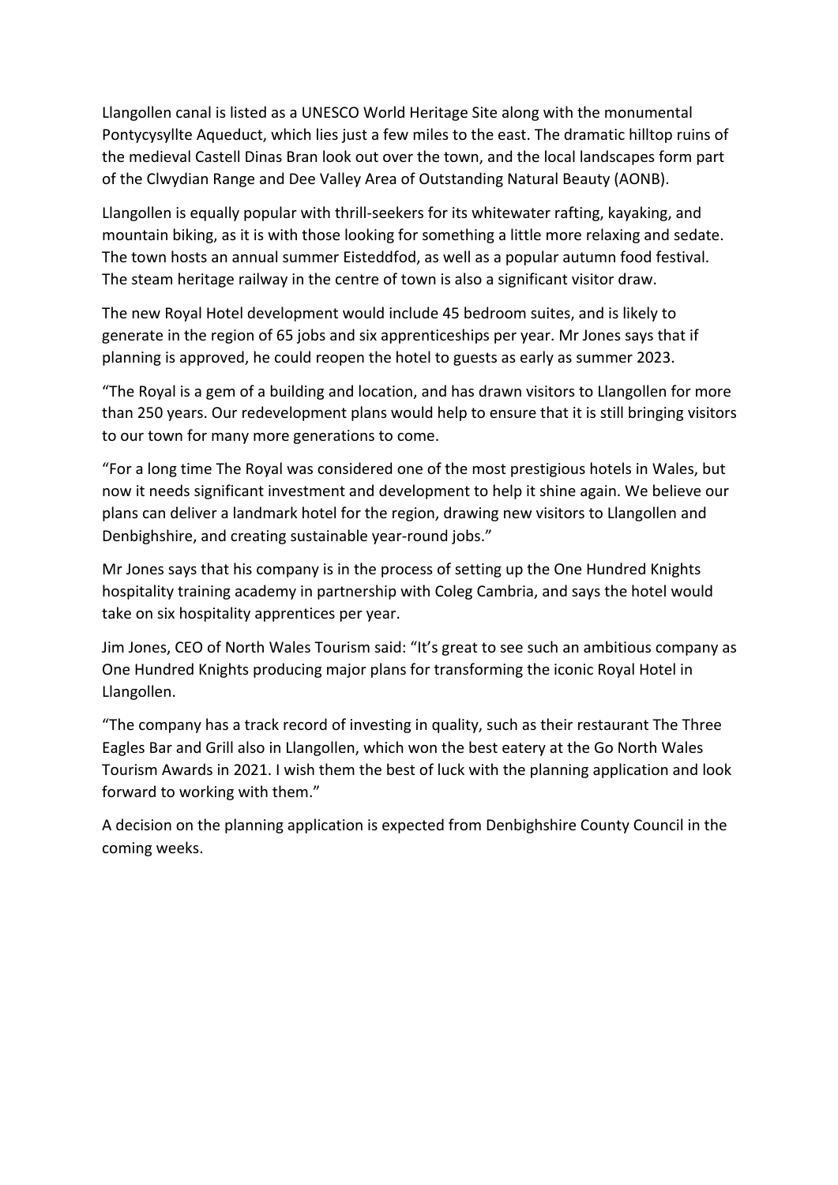Llangollen canal is listed as a UNESCO World Heritage Site along with the monumental Pontycysyllte Aqueduct, which lies just a few miles to the east. The dramatic hilltop ruins of the medieval Castell Dinas Bran look out over the town, and the local landscapes form part of the Clwydian Range and Dee Valley Area of Outstanding Natural Beauty (AONB).

Llangollen is equally popular with thrill-seekers for its whitewater rafting, kayaking, and mountain biking, as it is with those looking for something a little more relaxing and sedate. The town hosts an annual summer Eisteddfod, as well as a popular autumn food festival. The steam heritage railway in the centre of town is also a significant visitor draw.

The new Royal Hotel development would include 45 bedroom suites, and is likely to generate in the region of 65 jobs and six apprenticeships per year. Mr Jones says that if planning is approved, he could reopen the hotel to guests as early as summer 2023.

"The Royal is a gem of a building and location, and has drawn visitors to Llangollen for more than 250 years. Our redevelopment plans would help to ensure that it is still bringing visitors to our town for many more generations to come.

"For a long time The Royal was considered one of the most prestigious hotels in Wales, but now it needs significant investment and development to help it shine again. We believe our plans can deliver a landmark hotel for the region, drawing new visitors to Llangollen and Denbighshire, and creating sustainable year-round jobs."

Mr Jones says that his company is in the process of setting up the One Hundred Knights hospitality training academy in partnership with Coleg Cambria, and says the hotel would take on six hospitality apprentices per year.

Jim Jones, CEO of North Wales Tourism said: "It's great to see such an ambitious company as One Hundred Knights producing major plans for transforming the iconic Royal Hotel in Llangollen.

"The company has a track record of investing in quality, such as their restaurant The Three Eagles Bar and Grill also in Llangollen, which won the best eatery at the Go North Wales Tourism Awards in 2021. I wish them the best of luck with the planning application and look forward to working with them."

A decision on the planning application is expected from Denbighshire County Council in the coming weeks.